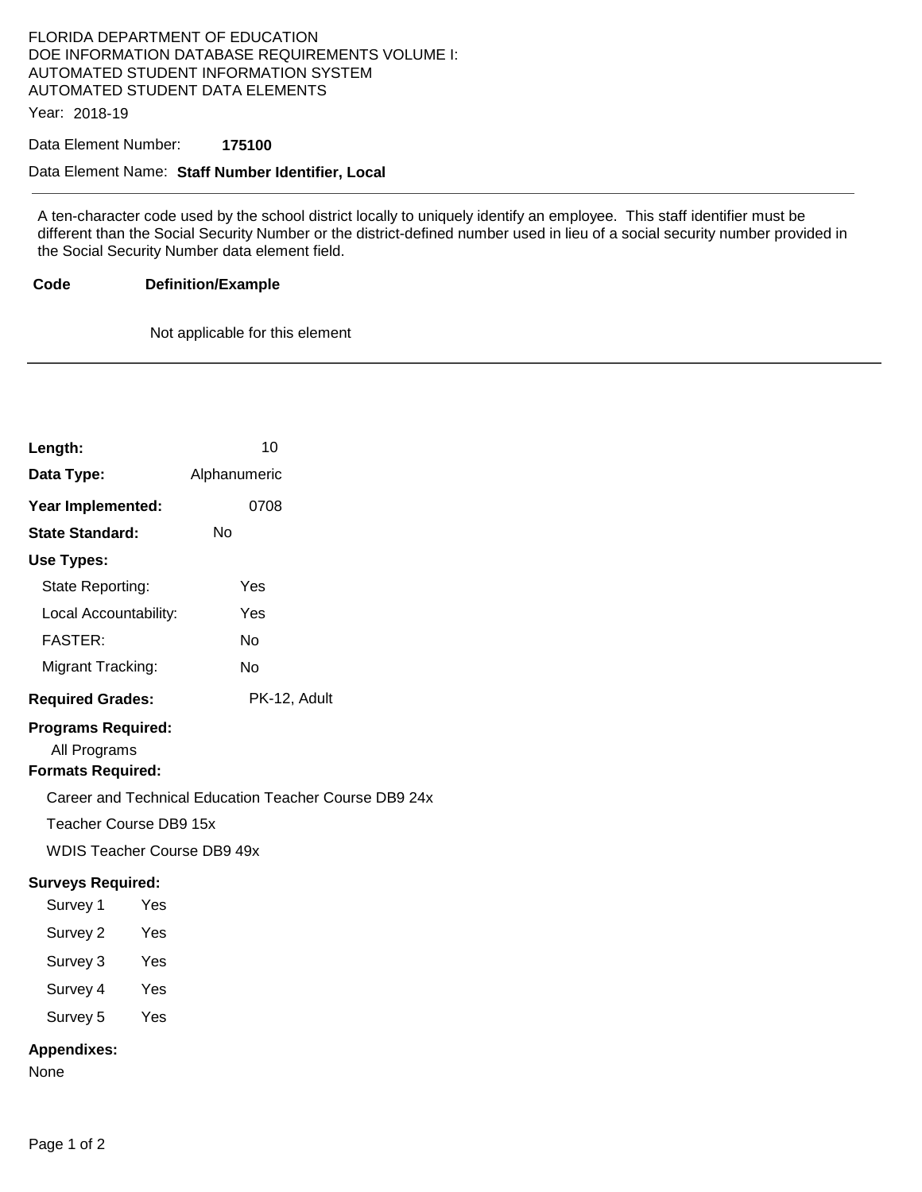FLORIDA DEPARTMENT OF EDUCATION
DOE INFORMATION DATABASE REQUIREMENTS VOLUME I:
AUTOMATED STUDENT INFORMATION SYSTEM
AUTOMATED STUDENT DATA ELEMENTS

Year: 2018-19

Data Element Number: **175100**

Data Element Name: **Staff Number Identifier, Local**

---

A ten-character code used by the school district locally to uniquely identify an employee. This staff identifier must be different than the Social Security Number or the district-defined number used in lieu of a social security number provided in the Social Security Number data element field.

| Code | Definition/Example |
|---|---|
| | Not applicable for this element |

---

**Length:** 10

**Data Type:** Alphanumeric

**Year Implemented:** 0708

**State Standard:** No

**Use Types:**

- State Reporting: Yes
- Local Accountability: Yes
- FASTER: No
- Migrant Tracking: No

**Required Grades:** PK-12, Adult

**Programs Required:**

All Programs

**Formats Required:**

- Career and Technical Education Teacher Course DB9 24x
- Teacher Course DB9 15x
- WDIS Teacher Course DB9 49x

**Surveys Required:**

- Survey 1 Yes
- Survey 2 Yes
- Survey 3 Yes
- Survey 4 Yes
- Survey 5 Yes

**Appendixes:**

None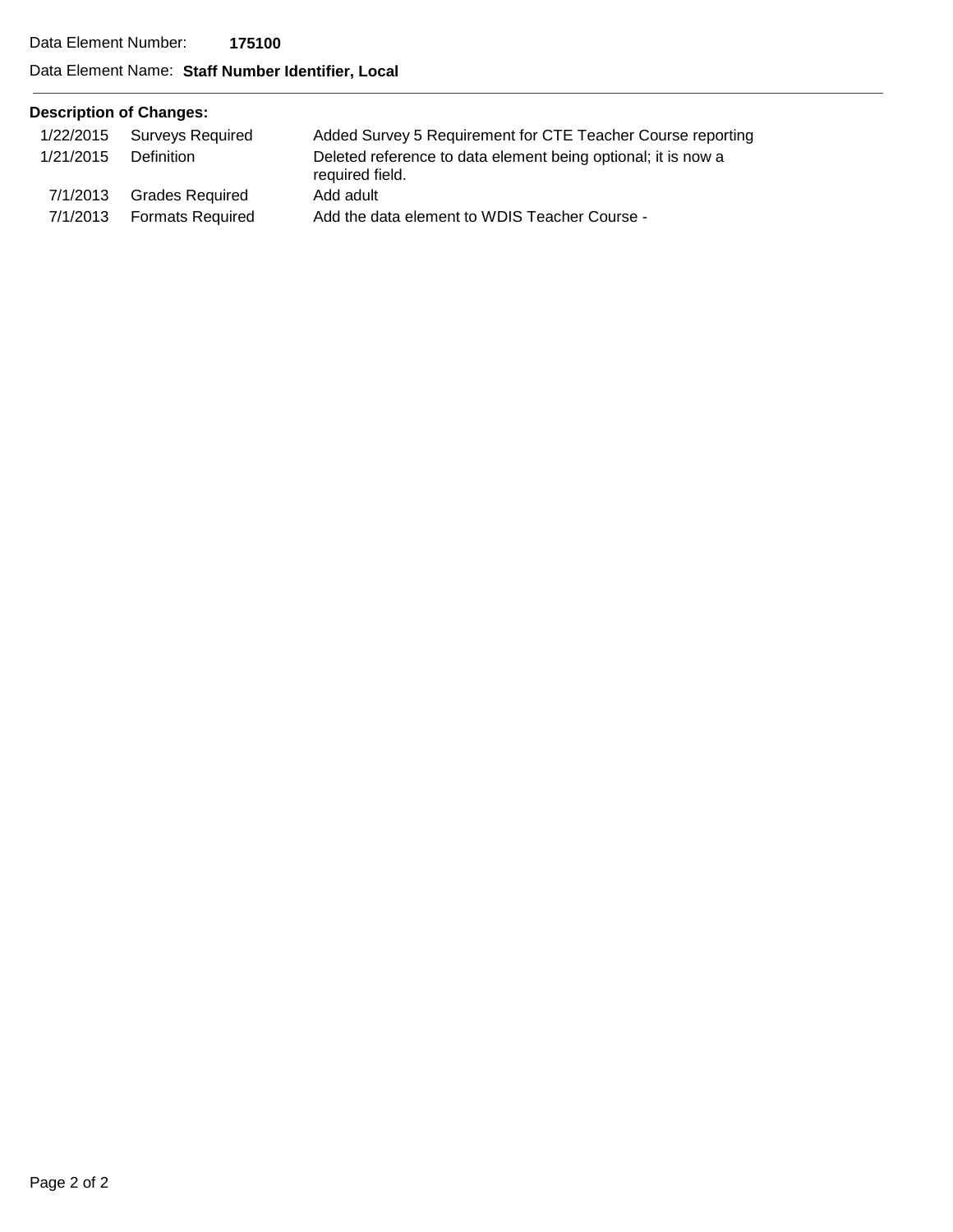Data Element Number: **175100**

Data Element Name: **Staff Number Identifier, Local**

---

**Description of Changes:**

| | | |
|---|---|---|
| 1/22/2015 | Surveys Required | Added Survey 5 Requirement for CTE Teacher Course reporting |
| 1/21/2015 | Definition | Deleted reference to data element being optional; it is now a required field. |
| 7/1/2013 | Grades Required | Add adult |
| 7/1/2013 | Formats Required | Add the data element to WDIS Teacher Course - |